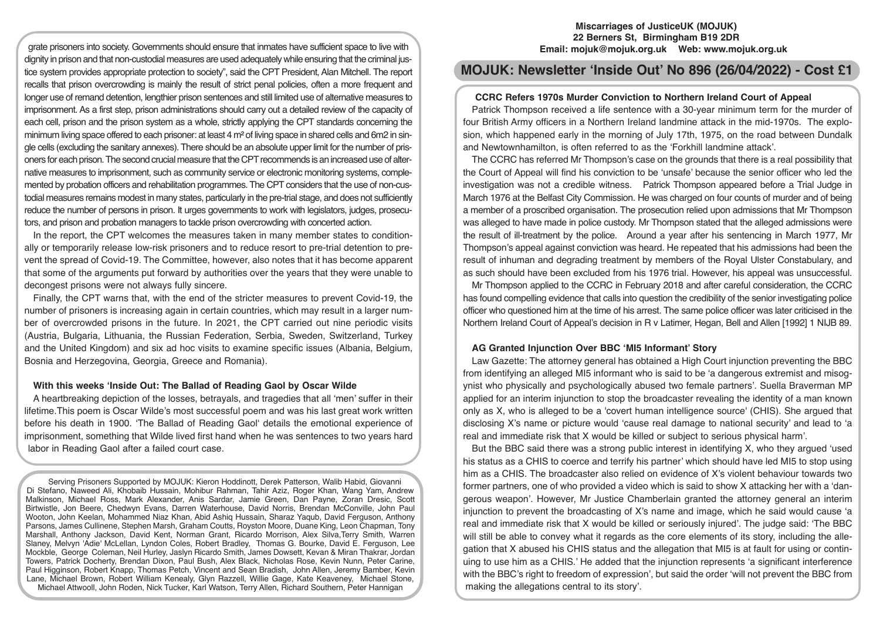grate prisoners into society. Governments should ensure that inmates have sufficient space to live with dignity in prison and that non-custodial measures are used adequately while ensuring that the criminal justice system provides appropriate protection to society", said the CPT President, Alan Mitchell. The report recalls that prison overcrowding is mainly the result of strict penal policies, often a more frequent and longer use of remand detention, lengthier prison sentences and still limited use of alternative measures to imprisonment. As a first step, prison administrations should carry out a detailed review of the capacity of each cell, prison and the prison system as a whole, strictly applying the CPT standards concerning the minimum living space offered to each prisoner: at least 4 m² of living space in shared cells and 6m2 in single cells (excluding the sanitary annexes). There should be an absolute upper limit for the number of prisoners for each prison. The second crucial measure that the CPT recommends is an increased use of alternative measures to imprisonment, such as community service or electronic monitoring systems, complemented by probation officers and rehabilitation programmes. The CPT considers that the use of non-custodial measures remains modest in many states, particularly in the pre-trial stage, and does not sufficiently reduce the number of persons in prison. It urges governments to work with legislators, judges, prosecutors, and prison and probation managers to tackle prison overcrowding with concerted action.

In the report, the CPT welcomes the measures taken in many member states to conditionally or temporarily release low-risk prisoners and to reduce resort to pre-trial detention to prevent the spread of Covid-19. The Committee, however, also notes that it has become apparent that some of the arguments put forward by authorities over the years that they were unable to decongest prisons were not always fully sincere.

Finally, the CPT warns that, with the end of the stricter measures to prevent Covid-19, the number of prisoners is increasing again in certain countries, which may result in a larger number of overcrowded prisons in the future. In 2021, the CPT carried out nine periodic visits (Austria, Bulgaria, Lithuania, the Russian Federation, Serbia, Sweden, Switzerland, Turkey and the United Kingdom) and six ad hoc visits to examine specific issues (Albania, Belgium, Bosnia and Herzegovina, Georgia, Greece and Romania).

### With this weeks 'Inside Out: The Ballad of Reading Gaol by Oscar Wilde

A heartbreaking depiction of the losses, betrayals, and tragedies that all 'men' suffer in their lifetime.This poem is Oscar Wilde's most successful poem and was his last great work written before his death in 1900. 'The Ballad of Reading Gaol' details the emotional experience of imprisonment, something that Wilde lived first hand when he was sentences to two years hard labor in Reading Gaol after a failed court case.

Serving Prisoners Supported by MOJUK: Kieron Hoddinott, Derek Patterson, Walib Habid, Giovanni Di Stefano, Naweed Ali, Khobaib Hussain, Mohibur Rahman, Tahir Aziz, Roger Khan, Wang Yam, Andrew Malkinson, Michael Ross, Mark Alexander, Anis Sardar, Jamie Green, Dan Payne, Zoran Dresic, Scott Birtwistle, Jon Beere, Chedwyn Evans, Darren Waterhouse, David Norris, Brendan McConville, John Paul Wooton, John Keelan, Mohammed Niaz Khan, Abid Ashiq Hussain, Sharaz Yaqub, David Ferguson, Anthony Parsons, James Cullinene, Stephen Marsh, Graham Coutts, Royston Moore, Duane King, Leon Chapman, Tony Marshall, Anthony Jackson, David Kent, Norman Grant, Ricardo Morrison, Alex Silva,Terry Smith, Warren Slaney, Melvyn 'Adie' McLellan, Lyndon Coles, Robert Bradley, Thomas G. Bourke, David E. Ferguson, Lee Mockble, George Coleman, Neil Hurley, Jaslyn Ricardo Smith, James Dowsett, Kevan & Miran Thakrar, Jordan Towers, Patrick Docherty, Brendan Dixon, Paul Bush, Alex Black, Nicholas Rose, Kevin Nunn, Peter Carine, Paul Higginson, Robert Knapp, Thomas Petch, Vincent and Sean Bradish, John Allen, Jeremy Bamber, Kevin Lane, Michael Brown, Robert William Kenealy, Glyn Razzell, Willie Gage, Kate Keaveney, Michael Stone, Michael Attwooll, John Roden, Nick Tucker, Karl Watson, Terry Allen, Richard Southern, Peter Hannigan

**Miscarriages of JusticeUK (MOJUK)**
**22 Berners St, Birmingham B19 2DR**
**Email: mojuk@mojuk.org.uk Web: www.mojuk.org.uk**

# MOJUK: Newsletter 'Inside Out' No 896 (26/04/2022) - Cost £1

### CCRC Refers 1970s Murder Conviction to Northern Ireland Court of Appeal

Patrick Thompson received a life sentence with a 30-year minimum term for the murder of four British Army officers in a Northern Ireland landmine attack in the mid-1970s. The explosion, which happened early in the morning of July 17th, 1975, on the road between Dundalk and Newtownhamilton, is often referred to as the 'Forkhill landmine attack'.

The CCRC has referred Mr Thompson's case on the grounds that there is a real possibility that the Court of Appeal will find his conviction to be 'unsafe' because the senior officer who led the investigation was not a credible witness. Patrick Thompson appeared before a Trial Judge in March 1976 at the Belfast City Commission. He was charged on four counts of murder and of being a member of a proscribed organisation. The prosecution relied upon admissions that Mr Thompson was alleged to have made in police custody. Mr Thompson stated that the alleged admissions were the result of ill-treatment by the police. Around a year after his sentencing in March 1977, Mr Thompson's appeal against conviction was heard. He repeated that his admissions had been the result of inhuman and degrading treatment by members of the Royal Ulster Constabulary, and as such should have been excluded from his 1976 trial. However, his appeal was unsuccessful.

Mr Thompson applied to the CCRC in February 2018 and after careful consideration, the CCRC has found compelling evidence that calls into question the credibility of the senior investigating police officer who questioned him at the time of his arrest. The same police officer was later criticised in the Northern Ireland Court of Appeal's decision in R v Latimer, Hegan, Bell and Allen [1992] 1 NIJB 89.

### AG Granted Injunction Over BBC 'MI5 Informant' Story

Law Gazette: The attorney general has obtained a High Court injunction preventing the BBC from identifying an alleged MI5 informant who is said to be 'a dangerous extremist and misogynist who physically and psychologically abused two female partners'. Suella Braverman MP applied for an interim injunction to stop the broadcaster revealing the identity of a man known only as X, who is alleged to be a 'covert human intelligence source' (CHIS). She argued that disclosing X's name or picture would 'cause real damage to national security' and lead to 'a real and immediate risk that X would be killed or subject to serious physical harm'.

But the BBC said there was a strong public interest in identifying X, who they argued 'used his status as a CHIS to coerce and terrify his partner' which should have led MI5 to stop using him as a CHIS. The broadcaster also relied on evidence of X's violent behaviour towards two former partners, one of who provided a video which is said to show X attacking her with a 'dangerous weapon'. However, Mr Justice Chamberlain granted the attorney general an interim injunction to prevent the broadcasting of X's name and image, which he said would cause 'a real and immediate risk that X would be killed or seriously injured'. The judge said: 'The BBC will still be able to convey what it regards as the core elements of its story, including the allegation that X abused his CHIS status and the allegation that MI5 is at fault for using or continuing to use him as a CHIS.' He added that the injunction represents 'a significant interference with the BBC's right to freedom of expression', but said the order 'will not prevent the BBC from making the allegations central to its story'.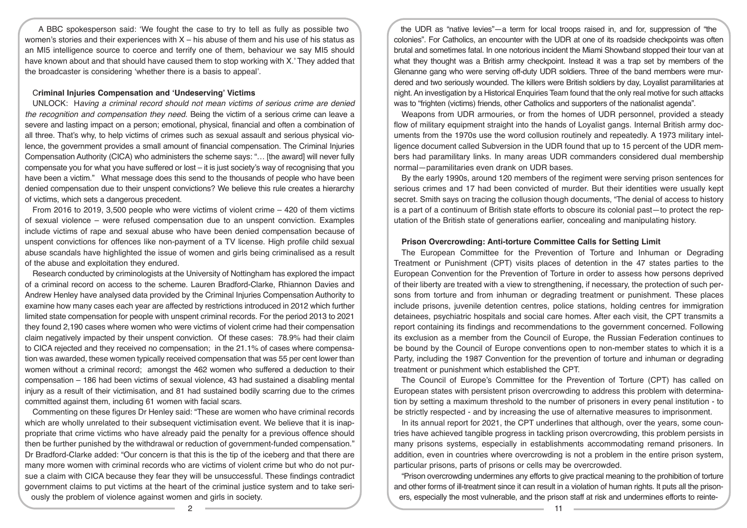A BBC spokesperson said: 'We fought the case to try to tell as fully as possible two women's stories and their experiences with X – his abuse of them and his use of his status as an MI5 intelligence source to coerce and terrify one of them, behaviour we say MI5 should have known about and that should have caused them to stop working with X.' They added that the broadcaster is considering 'whether there is a basis to appeal'.

### Criminal Injuries Compensation and 'Undeserving' Victims

UNLOCK: *Having a criminal record should not mean victims of serious crime are denied the recognition and compensation they need.* Being the victim of a serious crime can leave a severe and lasting impact on a person; emotional, physical, financial and often a combination of all three. That's why, to help victims of crimes such as sexual assault and serious physical violence, the government provides a small amount of financial compensation. The Criminal Injuries Compensation Authority (CICA) who administers the scheme says: "… [the award] will never fully compensate you for what you have suffered or lost – it is just society's way of recognising that you have been a victim." What message does this send to the thousands of people who have been denied compensation due to their unspent convictions? We believe this rule creates a hierarchy of victims, which sets a dangerous precedent.

From 2016 to 2019, 3,500 people who were victims of violent crime – 420 of them victims of sexual violence – were refused compensation due to an unspent conviction. Examples include victims of rape and sexual abuse who have been denied compensation because of unspent convictions for offences like non-payment of a TV license. High profile child sexual abuse scandals have highlighted the issue of women and girls being criminalised as a result of the abuse and exploitation they endured.

Research conducted by criminologists at the University of Nottingham has explored the impact of a criminal record on access to the scheme. Lauren Bradford-Clarke, Rhiannon Davies and Andrew Henley have analysed data provided by the Criminal Injuries Compensation Authority to examine how many cases each year are affected by restrictions introduced in 2012 which further limited state compensation for people with unspent criminal records. For the period 2013 to 2021 they found 2,190 cases where women who were victims of violent crime had their compensation claim negatively impacted by their unspent conviction. Of these cases: 78.9% had their claim to CICA rejected and they received no compensation; in the 21.1% of cases where compensation was awarded, these women typically received compensation that was 55 per cent lower than women without a criminal record; amongst the 462 women who suffered a deduction to their compensation – 186 had been victims of sexual violence, 43 had sustained a disabling mental injury as a result of their victimisation, and 81 had sustained bodily scarring due to the crimes committed against them, including 61 women with facial scars.

Commenting on these figures Dr Henley said: "These are women who have criminal records which are wholly unrelated to their subsequent victimisation event. We believe that it is inappropriate that crime victims who have already paid the penalty for a previous offence should then be further punished by the withdrawal or reduction of government-funded compensation." Dr Bradford-Clarke added: "Our concern is that this is the tip of the iceberg and that there are many more women with criminal records who are victims of violent crime but who do not pursue a claim with CICA because they fear they will be unsuccessful. These findings contradict government claims to put victims at the heart of the criminal justice system and to take seriously the problem of violence against women and girls in society.

the UDR as "native levies"—a term for local troops raised in, and for, suppression of "the colonies". For Catholics, an encounter with the UDR at one of its roadside checkpoints was often brutal and sometimes fatal. In one notorious incident the Miami Showband stopped their tour van at what they thought was a British army checkpoint. Instead it was a trap set by members of the Glenanne gang who were serving off-duty UDR soldiers. Three of the band members were murdered and two seriously wounded. The killers were British soldiers by day, Loyalist paramilitaries at night. An investigation by a Historical Enquiries Team found that the only real motive for such attacks was to "frighten (victims) friends, other Catholics and supporters of the nationalist agenda".

Weapons from UDR armouries, or from the homes of UDR personnel, provided a steady flow of military equipment straight into the hands of Loyalist gangs. Internal British army documents from the 1970s use the word collusion routinely and repeatedly. A 1973 military intelligence document called Subversion in the UDR found that up to 15 percent of the UDR members had paramility links. In many areas UDR commanders considered dual membership normal—paramilitaries even drank on UDR bases.

By the early 1990s, around 120 members of the regiment were serving prison sentences for serious crimes and 17 had been convicted of murder. But their identities were usually kept secret. Smith says on tracing the collusion though documents, "The denial of access to history is a part of a continuum of British state efforts to obscure its colonial past—to protect the reputation of the British state of generations earlier, concealing and manipulating history.

### Prison Overcrowding: Anti-torture Committee Calls for Setting Limit

The European Committee for the Prevention of Torture and Inhuman or Degrading Treatment or Punishment (CPT) visits places of detention in the 47 states parties to the European Convention for the Prevention of Torture in order to assess how persons deprived of their liberty are treated with a view to strengthening, if necessary, the protection of such persons from torture and from inhuman or degrading treatment or punishment. These places include prisons, juvenile detention centres, police stations, holding centres for immigration detainees, psychiatric hospitals and social care homes. After each visit, the CPT transmits a report containing its findings and recommendations to the government concerned. Following its exclusion as a member from the Council of Europe, the Russian Federation continues to be bound by the Council of Europe conventions open to non-member states to which it is a Party, including the 1987 Convention for the prevention of torture and inhuman or degrading treatment or punishment which established the CPT.

The Council of Europe's Committee for the Prevention of Torture (CPT) has called on European states with persistent prison overcrowding to address this problem with determination by setting a maximum threshold to the number of prisoners in every penal institution - to be strictly respected - and by increasing the use of alternative measures to imprisonment.

In its annual report for 2021, the CPT underlines that although, over the years, some countries have achieved tangible progress in tackling prison overcrowding, this problem persists in many prisons systems, especially in establishments accommodating remand prisoners. In addition, even in countries where overcrowding is not a problem in the entire prison system, particular prisons, parts of prisons or cells may be overcrowded.

"Prison overcrowding undermines any efforts to give practical meaning to the prohibition of torture and other forms of ill-treatment since it can result in a violation of human rights. It puts all the prisoners, especially the most vulnerable, and the prison staff at risk and undermines efforts to reinte-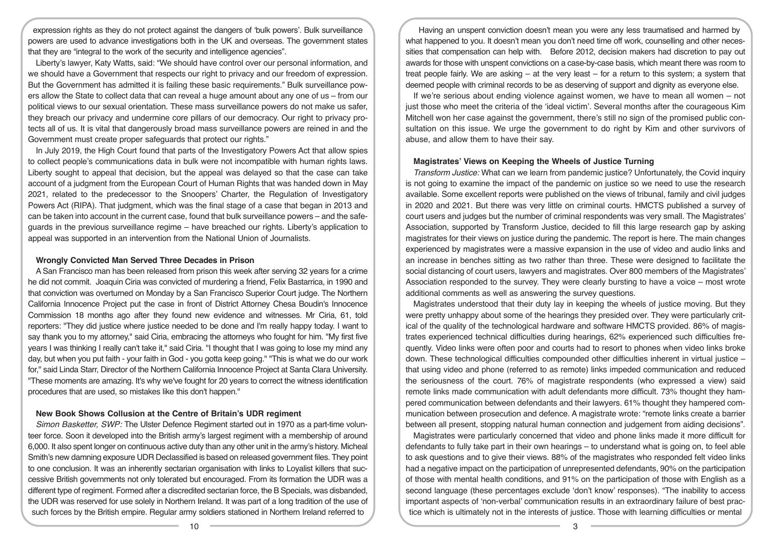expression rights as they do not protect against the dangers of 'bulk powers'. Bulk surveillance powers are used to advance investigations both in the UK and overseas. The government states that they are "integral to the work of the security and intelligence agencies".

Liberty's lawyer, Katy Watts, said: "We should have control over our personal information, and we should have a Government that respects our right to privacy and our freedom of expression. But the Government has admitted it is failing these basic requirements." Bulk surveillance powers allow the State to collect data that can reveal a huge amount about any one of us – from our political views to our sexual orientation. These mass surveillance powers do not make us safer, they breach our privacy and undermine core pillars of our democracy. Our right to privacy protects all of us. It is vital that dangerously broad mass surveillance powers are reined in and the Government must create proper safeguards that protect our rights."

In July 2019, the High Court found that parts of the Investigatory Powers Act that allow spies to collect people's communications data in bulk were not incompatible with human rights laws. Liberty sought to appeal that decision, but the appeal was delayed so that the case can take account of a judgment from the European Court of Human Rights that was handed down in May 2021, related to the predecessor to the Snoopers' Charter, the Regulation of Investigatory Powers Act (RIPA). That judgment, which was the final stage of a case that began in 2013 and can be taken into account in the current case, found that bulk surveillance powers – and the safeguards in the previous surveillance regime – have breached our rights. Liberty's application to appeal was supported in an intervention from the National Union of Journalists.

### Wrongly Convicted Man Served Three Decades in Prison

A San Francisco man has been released from prison this week after serving 32 years for a crime he did not commit. Joaquin Ciria was convicted of murdering a friend, Felix Bastarrica, in 1990 and that conviction was overturned on Monday by a San Francisco Superior Court judge. The Northern California Innocence Project put the case in front of District Attorney Chesa Boudin's Innocence Commission 18 months ago after they found new evidence and witnesses. Mr Ciria, 61, told reporters: "They did justice where justice needed to be done and I'm really happy today. I want to say thank you to my attorney," said Ciria, embracing the attorneys who fought for him. "My first five years I was thinking I really can't take it," said Ciria. "I thought that I was going to lose my mind any day, but when you put faith - your faith in God - you gotta keep going." "This is what we do our work for," said Linda Starr, Director of the Northern California Innocence Project at Santa Clara University. "These moments are amazing. It's why we've fought for 20 years to correct the witness identification procedures that are used, so mistakes like this don't happen."

### New Book Shows Collusion at the Centre of Britain's UDR regiment

*Simon Basketter, SWP:* The Ulster Defence Regiment started out in 1970 as a part-time volunteer force. Soon it developed into the British army's largest regiment with a membership of around 6,000. It also spent longer on continuous active duty than any other unit in the army's history. Micheal Smith's new damning exposure UDR Declassified is based on released government files. They point to one conclusion. It was an inherently sectarian organisation with links to Loyalist killers that successive British governments not only tolerated but encouraged. From its formation the UDR was a different type of regiment. Formed after a discredited sectarian force, the B Specials, was disbanded, the UDR was reserved for use solely in Northern Ireland. It was part of a long tradition of the use of such forces by the British empire. Regular army soldiers stationed in Northern Ireland referred to

Having an unspent conviction doesn't mean you were any less traumatised and harmed by what happened to you. It doesn't mean you don't need time off work, counselling and other necessities that compensation can help with. Before 2012, decision makers had discretion to pay out awards for those with unspent convictions on a case-by-case basis, which meant there was room to treat people fairly. We are asking – at the very least – for a return to this system; a system that deemed people with criminal records to be as deserving of support and dignity as everyone else.

If we're serious about ending violence against women, we have to mean all women – not just those who meet the criteria of the 'ideal victim'. Several months after the courageous Kim Mitchell won her case against the government, there's still no sign of the promised public consultation on this issue. We urge the government to do right by Kim and other survivors of abuse, and allow them to have their say.

### Magistrates' Views on Keeping the Wheels of Justice Turning

*Transform Justice:* What can we learn from pandemic justice? Unfortunately, the Covid inquiry is not going to examine the impact of the pandemic on justice so we need to use the research available. Some excellent reports were published on the views of tribunal, family and civil judges in 2020 and 2021. But there was very little on criminal courts. HMCTS published a survey of court users and judges but the number of criminal respondents was very small. The Magistrates' Association, supported by Transform Justice, decided to fill this large research gap by asking magistrates for their views on justice during the pandemic. The report is here. The main changes experienced by magistrates were a massive expansion in the use of video and audio links and an increase in benches sitting as two rather than three. These were designed to facilitate the social distancing of court users, lawyers and magistrates. Over 800 members of the Magistrates' Association responded to the survey. They were clearly bursting to have a voice – most wrote additional comments as well as answering the survey questions.

Magistrates understood that their duty lay in keeping the wheels of justice moving. But they were pretty unhappy about some of the hearings they presided over. They were particularly critical of the quality of the technological hardware and software HMCTS provided. 86% of magistrates experienced technical difficulties during hearings, 62% experienced such difficulties frequently. Video links were often poor and courts had to resort to phones when video links broke down. These technological difficulties compounded other difficulties inherent in virtual justice – that using video and phone (referred to as remote) links impeded communication and reduced the seriousness of the court. 76% of magistrate respondents (who expressed a view) said remote links made communication with adult defendants more difficult. 73% thought they hampered communication between defendants and their lawyers. 61% thought they hampered communication between prosecution and defence. A magistrate wrote: "remote links create a barrier between all present, stopping natural human connection and judgement from aiding decisions".

Magistrates were particularly concerned that video and phone links made it more difficult for defendants to fully take part in their own hearings – to understand what is going on, to feel able to ask questions and to give their views. 88% of the magistrates who responded felt video links had a negative impact on the participation of unrepresented defendants, 90% on the participation of those with mental health conditions, and 91% on the participation of those with English as a second language (these percentages exclude 'don't know' responses). "The inability to access important aspects of 'non-verbal' communication results in an extraordinary failure of best practice which is ultimately not in the interests of justice. Those with learning difficulties or mental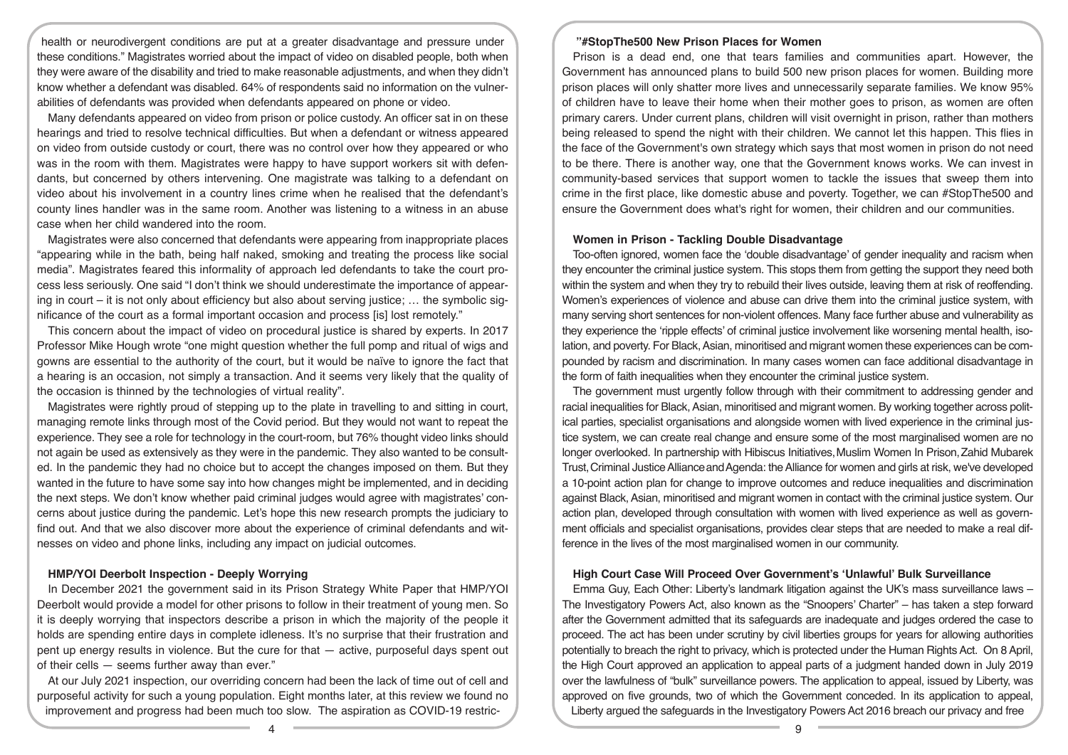health or neurodivergent conditions are put at a greater disadvantage and pressure under these conditions." Magistrates worried about the impact of video on disabled people, both when they were aware of the disability and tried to make reasonable adjustments, and when they didn't know whether a defendant was disabled. 64% of respondents said no information on the vulnerabilities of defendants was provided when defendants appeared on phone or video.

Many defendants appeared on video from prison or police custody. An officer sat in on these hearings and tried to resolve technical difficulties. But when a defendant or witness appeared on video from outside custody or court, there was no control over how they appeared or who was in the room with them. Magistrates were happy to have support workers sit with defendants, but concerned by others intervening. One magistrate was talking to a defendant on video about his involvement in a country lines crime when he realised that the defendant's county lines handler was in the same room. Another was listening to a witness in an abuse case when her child wandered into the room.

Magistrates were also concerned that defendants were appearing from inappropriate places "appearing while in the bath, being half naked, smoking and treating the process like social media". Magistrates feared this informality of approach led defendants to take the court process less seriously. One said "I don't think we should underestimate the importance of appearing in court – it is not only about efficiency but also about serving justice; … the symbolic significance of the court as a formal important occasion and process [is] lost remotely."

This concern about the impact of video on procedural justice is shared by experts. In 2017 Professor Mike Hough wrote "one might question whether the full pomp and ritual of wigs and gowns are essential to the authority of the court, but it would be naïve to ignore the fact that a hearing is an occasion, not simply a transaction. And it seems very likely that the quality of the occasion is thinned by the technologies of virtual reality".

Magistrates were rightly proud of stepping up to the plate in travelling to and sitting in court, managing remote links through most of the Covid period. But they would not want to repeat the experience. They see a role for technology in the court-room, but 76% thought video links should not again be used as extensively as they were in the pandemic. They also wanted to be consulted. In the pandemic they had no choice but to accept the changes imposed on them. But they wanted in the future to have some say into how changes might be implemented, and in deciding the next steps. We don't know whether paid criminal judges would agree with magistrates' concerns about justice during the pandemic. Let's hope this new research prompts the judiciary to find out. And that we also discover more about the experience of criminal defendants and witnesses on video and phone links, including any impact on judicial outcomes.

### HMP/YOI Deerbolt Inspection - Deeply Worrying

In December 2021 the government said in its Prison Strategy White Paper that HMP/YOI Deerbolt would provide a model for other prisons to follow in their treatment of young men. So it is deeply worrying that inspectors describe a prison in which the majority of the people it holds are spending entire days in complete idleness. It's no surprise that their frustration and pent up energy results in violence. But the cure for that — active, purposeful days spent out of their cells — seems further away than ever."

At our July 2021 inspection, our overriding concern had been the lack of time out of cell and purposeful activity for such a young population. Eight months later, at this review we found no improvement and progress had been much too slow. The aspiration as COVID-19 restric-

### "#StopThe500 New Prison Places for Women

Prison is a dead end, one that tears families and communities apart. However, the Government has announced plans to build 500 new prison places for women. Building more prison places will only shatter more lives and unnecessarily separate families. We know 95% of children have to leave their home when their mother goes to prison, as women are often primary carers. Under current plans, children will visit overnight in prison, rather than mothers being released to spend the night with their children. We cannot let this happen. This flies in the face of the Government's own strategy which says that most women in prison do not need to be there. There is another way, one that the Government knows works. We can invest in community-based services that support women to tackle the issues that sweep them into crime in the first place, like domestic abuse and poverty. Together, we can #StopThe500 and ensure the Government does what's right for women, their children and our communities.

### Women in Prison - Tackling Double Disadvantage

Too-often ignored, women face the 'double disadvantage' of gender inequality and racism when they encounter the criminal justice system. This stops them from getting the support they need both within the system and when they try to rebuild their lives outside, leaving them at risk of reoffending. Women's experiences of violence and abuse can drive them into the criminal justice system, with many serving short sentences for non-violent offences. Many face further abuse and vulnerability as they experience the 'ripple effects' of criminal justice involvement like worsening mental health, isolation, and poverty. For Black, Asian, minoritised and migrant women these experiences can be compounded by racism and discrimination. In many cases women can face additional disadvantage in the form of faith inequalities when they encounter the criminal justice system.

The government must urgently follow through with their commitment to addressing gender and racial inequalities for Black, Asian, minoritised and migrant women. By working together across political parties, specialist organisations and alongside women with lived experience in the criminal justice system, we can create real change and ensure some of the most marginalised women are no longer overlooked. In partnership with Hibiscus Initiatives, Muslim Women In Prison, Zahid Mubarek Trust, Criminal Justice Alliance and Agenda: the Alliance for women and girls at risk, we've developed a 10-point action plan for change to improve outcomes and reduce inequalities and discrimination against Black, Asian, minoritised and migrant women in contact with the criminal justice system. Our action plan, developed through consultation with women with lived experience as well as government officials and specialist organisations, provides clear steps that are needed to make a real difference in the lives of the most marginalised women in our community.

### High Court Case Will Proceed Over Government's 'Unlawful' Bulk Surveillance

Emma Guy, Each Other: Liberty's landmark litigation against the UK's mass surveillance laws – The Investigatory Powers Act, also known as the "Snoopers' Charter" – has taken a step forward after the Government admitted that its safeguards are inadequate and judges ordered the case to proceed. The act has been under scrutiny by civil liberties groups for years for allowing authorities potentially to breach the right to privacy, which is protected under the Human Rights Act. On 8 April, the High Court approved an application to appeal parts of a judgment handed down in July 2019 over the lawfulness of "bulk" surveillance powers. The application to appeal, issued by Liberty, was approved on five grounds, two of which the Government conceded. In its application to appeal, Liberty argued the safeguards in the Investigatory Powers Act 2016 breach our privacy and free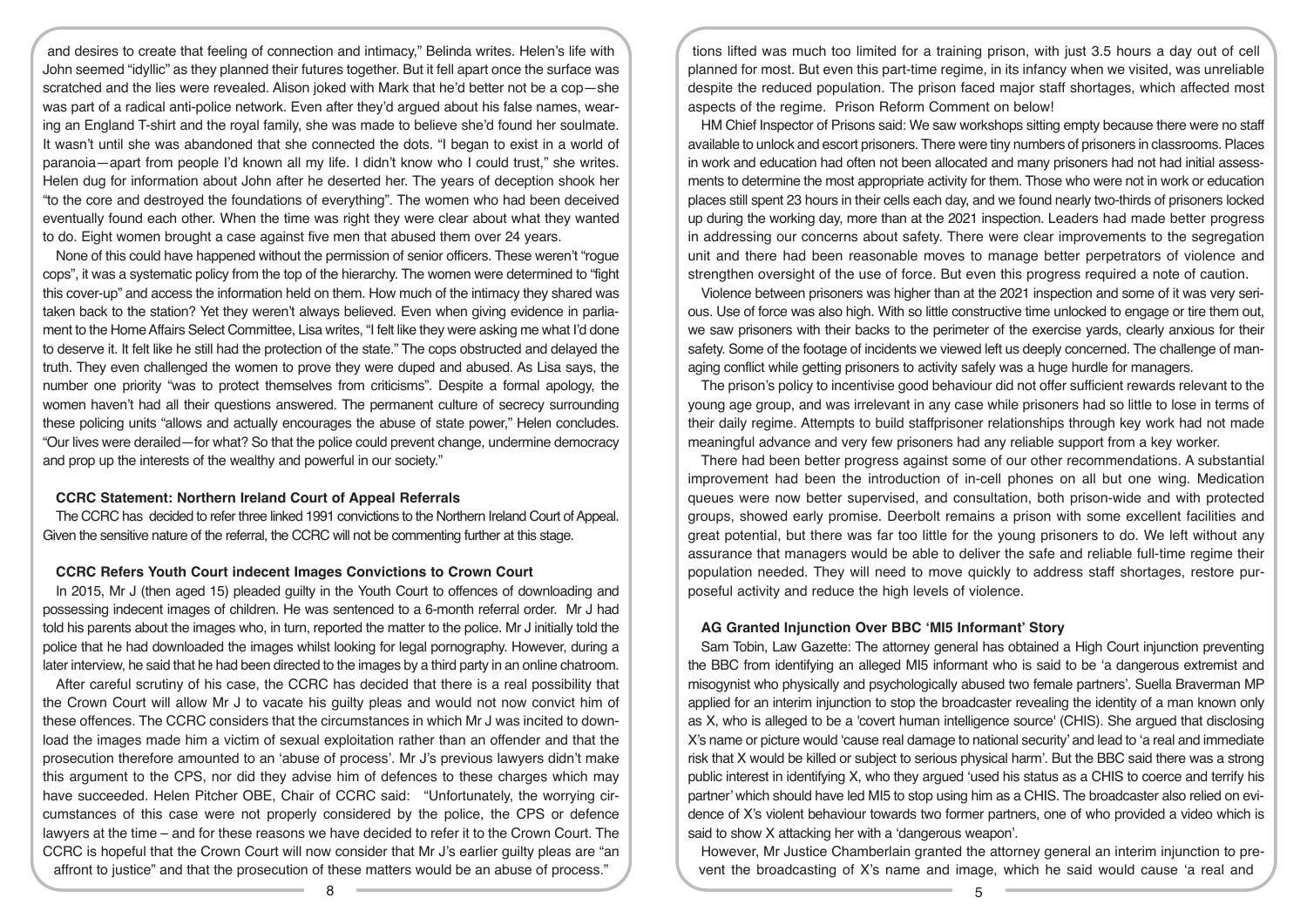and desires to create that feeling of connection and intimacy," Belinda writes. Helen's life with John seemed "idyllic" as they planned their futures together. But it fell apart once the surface was scratched and the lies were revealed. Alison joked with Mark that he'd better not be a cop—she was part of a radical anti-police network. Even after they'd argued about his false names, wearing an England T-shirt and the royal family, she was made to believe she'd found her soulmate. It wasn't until she was abandoned that she connected the dots. "I began to exist in a world of paranoia—apart from people I'd known all my life. I didn't know who I could trust," she writes. Helen dug for information about John after he deserted her. The years of deception shook her "to the core and destroyed the foundations of everything". The women who had been deceived eventually found each other. When the time was right they were clear about what they wanted to do. Eight women brought a case against five men that abused them over 24 years.

None of this could have happened without the permission of senior officers. These weren't "rogue cops", it was a systematic policy from the top of the hierarchy. The women were determined to "fight this cover-up" and access the information held on them. How much of the intimacy they shared was taken back to the station? Yet they weren't always believed. Even when giving evidence in parliament to the Home Affairs Select Committee, Lisa writes, "I felt like they were asking me what I'd done to deserve it. It felt like he still had the protection of the state." The cops obstructed and delayed the truth. They even challenged the women to prove they were duped and abused. As Lisa says, the number one priority "was to protect themselves from criticisms". Despite a formal apology, the women haven't had all their questions answered. The permanent culture of secrecy surrounding these policing units "allows and actually encourages the abuse of state power," Helen concludes. "Our lives were derailed—for what? So that the police could prevent change, undermine democracy and prop up the interests of the wealthy and powerful in our society."

### CCRC Statement: Northern Ireland Court of Appeal Referrals

The CCRC has decided to refer three linked 1991 convictions to the Northern Ireland Court of Appeal. Given the sensitive nature of the referral, the CCRC will not be commenting further at this stage.

### CCRC Refers Youth Court indecent Images Convictions to Crown Court

In 2015, Mr J (then aged 15) pleaded guilty in the Youth Court to offences of downloading and possessing indecent images of children. He was sentenced to a 6-month referral order. Mr J had told his parents about the images who, in turn, reported the matter to the police. Mr J initially told the police that he had downloaded the images whilst looking for legal pornography. However, during a later interview, he said that he had been directed to the images by a third party in an online chatroom.

After careful scrutiny of his case, the CCRC has decided that there is a real possibility that the Crown Court will allow Mr J to vacate his guilty pleas and would not now convict him of these offences. The CCRC considers that the circumstances in which Mr J was incited to download the images made him a victim of sexual exploitation rather than an offender and that the prosecution therefore amounted to an 'abuse of process'. Mr J's previous lawyers didn't make this argument to the CPS, nor did they advise him of defences to these charges which may have succeeded. Helen Pitcher OBE, Chair of CCRC said: "Unfortunately, the worrying circumstances of this case were not properly considered by the police, the CPS or defence lawyers at the time – and for these reasons we have decided to refer it to the Crown Court. The CCRC is hopeful that the Crown Court will now consider that Mr J's earlier guilty pleas are "an affront to justice" and that the prosecution of these matters would be an abuse of process."

tions lifted was much too limited for a training prison, with just 3.5 hours a day out of cell planned for most. But even this part-time regime, in its infancy when we visited, was unreliable despite the reduced population. The prison faced major staff shortages, which affected most aspects of the regime. Prison Reform Comment on below!

HM Chief Inspector of Prisons said: We saw workshops sitting empty because there were no staff available to unlock and escort prisoners. There were tiny numbers of prisoners in classrooms. Places in work and education had often not been allocated and many prisoners had not had initial assessments to determine the most appropriate activity for them. Those who were not in work or education places still spent 23 hours in their cells each day, and we found nearly two-thirds of prisoners locked up during the working day, more than at the 2021 inspection. Leaders had made better progress in addressing our concerns about safety. There were clear improvements to the segregation unit and there had been reasonable moves to manage better perpetrators of violence and strengthen oversight of the use of force. But even this progress required a note of caution.

Violence between prisoners was higher than at the 2021 inspection and some of it was very serious. Use of force was also high. With so little constructive time unlocked to engage or tire them out, we saw prisoners with their backs to the perimeter of the exercise yards, clearly anxious for their safety. Some of the footage of incidents we viewed left us deeply concerned. The challenge of managing conflict while getting prisoners to activity safely was a huge hurdle for managers.

The prison's policy to incentivise good behaviour did not offer sufficient rewards relevant to the young age group, and was irrelevant in any case while prisoners had so little to lose in terms of their daily regime. Attempts to build staffprisoner relationships through key work had not made meaningful advance and very few prisoners had any reliable support from a key worker.

There had been better progress against some of our other recommendations. A substantial improvement had been the introduction of in-cell phones on all but one wing. Medication queues were now better supervised, and consultation, both prison-wide and with protected groups, showed early promise. Deerbolt remains a prison with some excellent facilities and great potential, but there was far too little for the young prisoners to do. We left without any assurance that managers would be able to deliver the safe and reliable full-time regime their population needed. They will need to move quickly to address staff shortages, restore purposeful activity and reduce the high levels of violence.

### AG Granted Injunction Over BBC 'MI5 Informant' Story

Sam Tobin, Law Gazette: The attorney general has obtained a High Court injunction preventing the BBC from identifying an alleged MI5 informant who is said to be 'a dangerous extremist and misogynist who physically and psychologically abused two female partners'. Suella Braverman MP applied for an interim injunction to stop the broadcaster revealing the identity of a man known only as X, who is alleged to be a 'covert human intelligence source' (CHIS). She argued that disclosing X's name or picture would 'cause real damage to national security' and lead to 'a real and immediate risk that X would be killed or subject to serious physical harm'. But the BBC said there was a strong public interest in identifying X, who they argued 'used his status as a CHIS to coerce and terrify his partner' which should have led MI5 to stop using him as a CHIS. The broadcaster also relied on evidence of X's violent behaviour towards two former partners, one of who provided a video which is said to show X attacking her with a 'dangerous weapon'.

However, Mr Justice Chamberlain granted the attorney general an interim injunction to prevent the broadcasting of X's name and image, which he said would cause 'a real and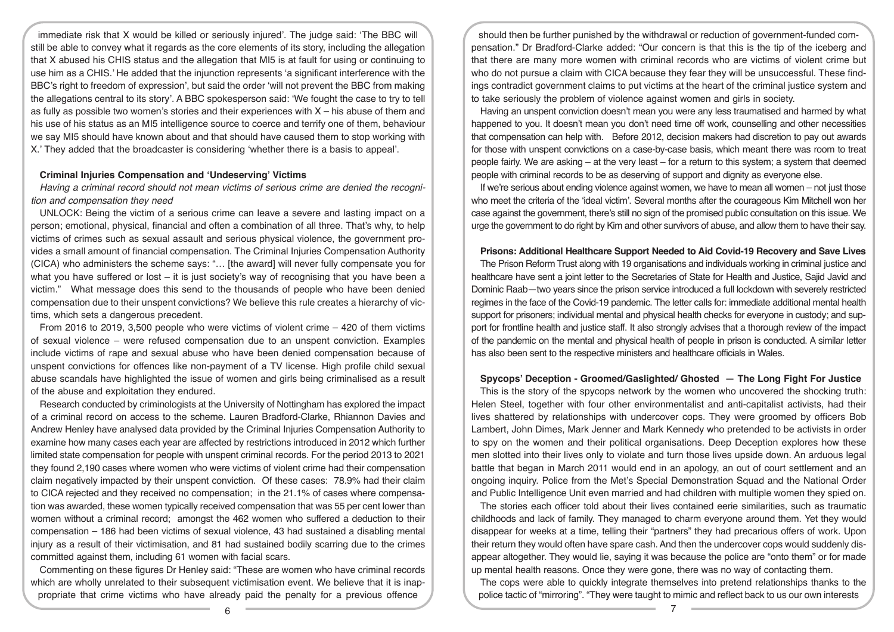immediate risk that X would be killed or seriously injured'. The judge said: 'The BBC will still be able to convey what it regards as the core elements of its story, including the allegation that X abused his CHIS status and the allegation that MI5 is at fault for using or continuing to use him as a CHIS.' He added that the injunction represents 'a significant interference with the BBC's right to freedom of expression', but said the order 'will not prevent the BBC from making the allegations central to its story'. A BBC spokesperson said: 'We fought the case to try to tell as fully as possible two women's stories and their experiences with X – his abuse of them and his use of his status as an MI5 intelligence source to coerce and terrify one of them, behaviour we say MI5 should have known about and that should have caused them to stop working with X.' They added that the broadcaster is considering 'whether there is a basis to appeal'.

### Criminal Injuries Compensation and 'Undeserving' Victims

*Having a criminal record should not mean victims of serious crime are denied the recognition and compensation they need*

UNLOCK: Being the victim of a serious crime can leave a severe and lasting impact on a person; emotional, physical, financial and often a combination of all three. That's why, to help victims of crimes such as sexual assault and serious physical violence, the government provides a small amount of financial compensation. The Criminal Injuries Compensation Authority (CICA) who administers the scheme says: "… [the award] will never fully compensate you for what you have suffered or lost – it is just society's way of recognising that you have been a victim." What message does this send to the thousands of people who have been denied compensation due to their unspent convictions? We believe this rule creates a hierarchy of victims, which sets a dangerous precedent.

From 2016 to 2019, 3,500 people who were victims of violent crime – 420 of them victims of sexual violence – were refused compensation due to an unspent conviction. Examples include victims of rape and sexual abuse who have been denied compensation because of unspent convictions for offences like non-payment of a TV license. High profile child sexual abuse scandals have highlighted the issue of women and girls being criminalised as a result of the abuse and exploitation they endured.

Research conducted by criminologists at the University of Nottingham has explored the impact of a criminal record on access to the scheme. Lauren Bradford-Clarke, Rhiannon Davies and Andrew Henley have analysed data provided by the Criminal Injuries Compensation Authority to examine how many cases each year are affected by restrictions introduced in 2012 which further limited state compensation for people with unspent criminal records. For the period 2013 to 2021 they found 2,190 cases where women who were victims of violent crime had their compensation claim negatively impacted by their unspent conviction. Of these cases: 78.9% had their claim to CICA rejected and they received no compensation; in the 21.1% of cases where compensation was awarded, these women typically received compensation that was 55 per cent lower than women without a criminal record; amongst the 462 women who suffered a deduction to their compensation – 186 had been victims of sexual violence, 43 had sustained a disabling mental injury as a result of their victimisation, and 81 had sustained bodily scarring due to the crimes committed against them, including 61 women with facial scars.

Commenting on these figures Dr Henley said: "These are women who have criminal records which are wholly unrelated to their subsequent victimisation event. We believe that it is inappropriate that crime victims who have already paid the penalty for a previous offence should then be further punished by the withdrawal or reduction of government-funded compensation." Dr Bradford-Clarke added: "Our concern is that this is the tip of the iceberg and that there are many more women with criminal records who are victims of violent crime but who do not pursue a claim with CICA because they fear they will be unsuccessful. These findings contradict government claims to put victims at the heart of the criminal justice system and to take seriously the problem of violence against women and girls in society.

Having an unspent conviction doesn't mean you were any less traumatised and harmed by what happened to you. It doesn't mean you don't need time off work, counselling and other necessities that compensation can help with. Before 2012, decision makers had discretion to pay out awards for those with unspent convictions on a case-by-case basis, which meant there was room to treat people fairly. We are asking – at the very least – for a return to this system; a system that deemed people with criminal records to be as deserving of support and dignity as everyone else.

If we're serious about ending violence against women, we have to mean all women – not just those who meet the criteria of the 'ideal victim'. Several months after the courageous Kim Mitchell won her case against the government, there's still no sign of the promised public consultation on this issue. We urge the government to do right by Kim and other survivors of abuse, and allow them to have their say.

### Prisons: Additional Healthcare Support Needed to Aid Covid-19 Recovery and Save Lives

The Prison Reform Trust along with 19 organisations and individuals working in criminal justice and healthcare have sent a joint letter to the Secretaries of State for Health and Justice, Sajid Javid and Dominic Raab—two years since the prison service introduced a full lockdown with severely restricted regimes in the face of the Covid-19 pandemic. The letter calls for: immediate additional mental health support for prisoners; individual mental and physical health checks for everyone in custody; and support for frontline health and justice staff. It also strongly advises that a thorough review of the impact of the pandemic on the mental and physical health of people in prison is conducted. A similar letter has also been sent to the respective ministers and healthcare officials in Wales.

### Spycops' Deception - Groomed/Gaslighted/ Ghosted — The Long Fight For Justice

This is the story of the spycops network by the women who uncovered the shocking truth: Helen Steel, together with four other environmentalist and anti-capitalist activists, had their lives shattered by relationships with undercover cops. They were groomed by officers Bob Lambert, John Dimes, Mark Jenner and Mark Kennedy who pretended to be activists in order to spy on the women and their political organisations. Deep Deception explores how these men slotted into their lives only to violate and turn those lives upside down. An arduous legal battle that began in March 2011 would end in an apology, an out of court settlement and an ongoing inquiry. Police from the Met's Special Demonstration Squad and the National Order and Public Intelligence Unit even married and had children with multiple women they spied on.

The stories each officer told about their lives contained eerie similarities, such as traumatic childhoods and lack of family. They managed to charm everyone around them. Yet they would disappear for weeks at a time, telling their "partners" they had precarious offers of work. Upon their return they would often have spare cash. And then the undercover cops would suddenly disappear altogether. They would lie, saying it was because the police are "onto them" or for made up mental health reasons. Once they were gone, there was no way of contacting them.

The cops were able to quickly integrate themselves into pretend relationships thanks to the police tactic of "mirroring". "They were taught to mimic and reflect back to us our own interests